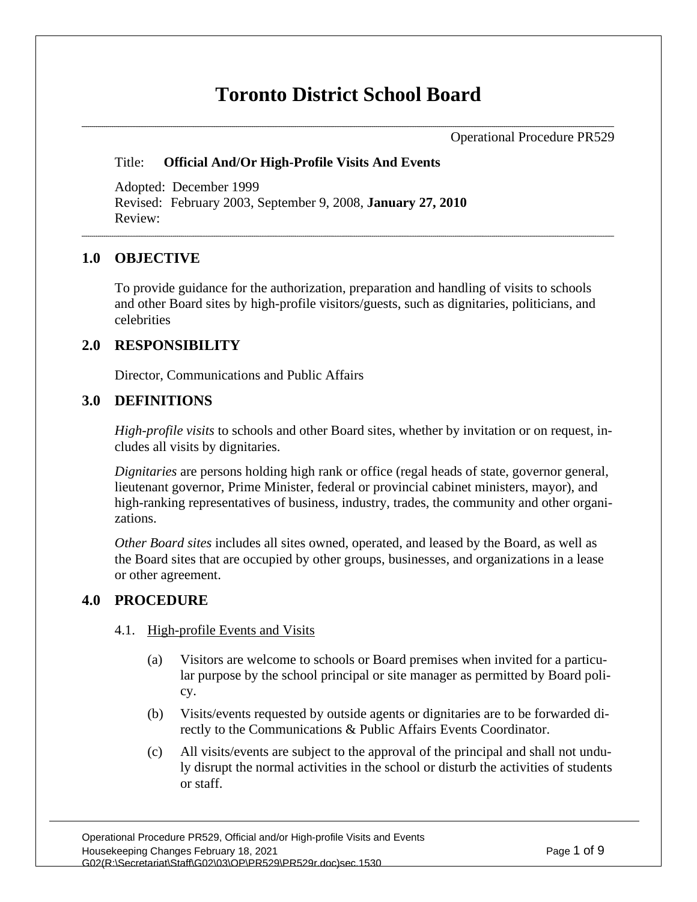# Toronto District School Board

Operational Procedure PR529

Title: **Official And/Or High-Profile Visits And Events**

Adopted: December 1999
Revised: February 2003, September 9, 2008, **January 27, 2010**
Review:

## 1.0 OBJECTIVE

To provide guidance for the authorization, preparation and handling of visits to schools and other Board sites by high-profile visitors/guests, such as dignitaries, politicians, and celebrities

## 2.0 RESPONSIBILITY

Director, Communications and Public Affairs

## 3.0 DEFINITIONS

*High-profile visits* to schools and other Board sites, whether by invitation or on request, includes all visits by dignitaries.

*Dignitaries* are persons holding high rank or office (regal heads of state, governor general, lieutenant governor, Prime Minister, federal or provincial cabinet ministers, mayor), and high-ranking representatives of business, industry, trades, the community and other organizations.

*Other Board sites* includes all sites owned, operated, and leased by the Board, as well as the Board sites that are occupied by other groups, businesses, and organizations in a lease or other agreement.

## 4.0 PROCEDURE

4.1. High-profile Events and Visits

(a) Visitors are welcome to schools or Board premises when invited for a particular purpose by the school principal or site manager as permitted by Board policy.

(b) Visits/events requested by outside agents or dignitaries are to be forwarded directly to the Communications & Public Affairs Events Coordinator.

(c) All visits/events are subject to the approval of the principal and shall not unduly disrupt the normal activities in the school or disturb the activities of students or staff.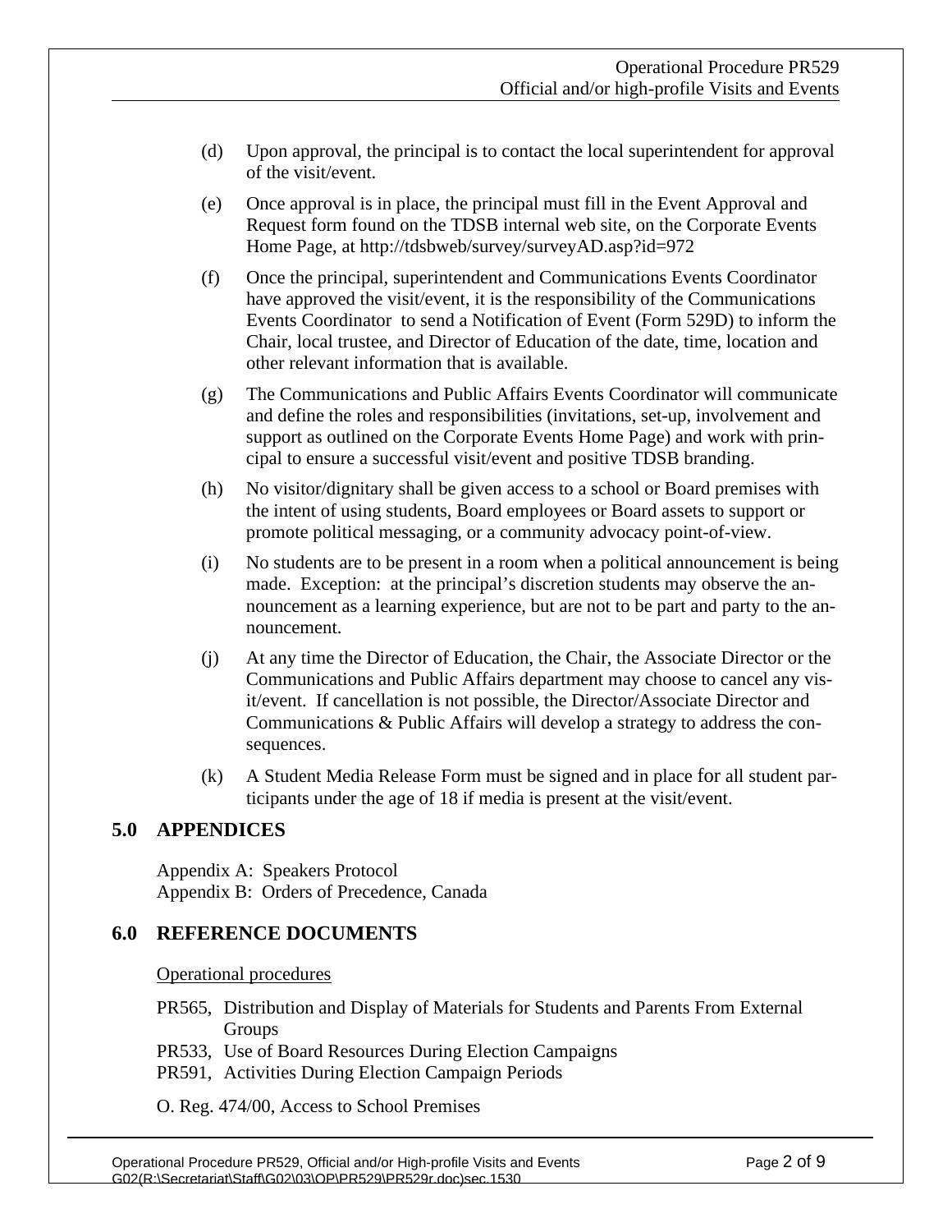(d) Upon approval, the principal is to contact the local superintendent for approval of the visit/event.

(e) Once approval is in place, the principal must fill in the Event Approval and Request form found on the TDSB internal web site, on the Corporate Events Home Page, at http://tdsbweb/survey/surveyAD.asp?id=972

(f) Once the principal, superintendent and Communications Events Coordinator have approved the visit/event, it is the responsibility of the Communications Events Coordinator to send a Notification of Event (Form 529D) to inform the Chair, local trustee, and Director of Education of the date, time, location and other relevant information that is available.

(g) The Communications and Public Affairs Events Coordinator will communicate and define the roles and responsibilities (invitations, set-up, involvement and support as outlined on the Corporate Events Home Page) and work with principal to ensure a successful visit/event and positive TDSB branding.

(h) No visitor/dignitary shall be given access to a school or Board premises with the intent of using students, Board employees or Board assets to support or promote political messaging, or a community advocacy point-of-view.

(i) No students are to be present in a room when a political announcement is being made. Exception: at the principal's discretion students may observe the announcement as a learning experience, but are not to be part and party to the announcement.

(j) At any time the Director of Education, the Chair, the Associate Director or the Communications and Public Affairs department may choose to cancel any visit/event. If cancellation is not possible, the Director/Associate Director and Communications & Public Affairs will develop a strategy to address the consequences.

(k) A Student Media Release Form must be signed and in place for all student participants under the age of 18 if media is present at the visit/event.

## 5.0 APPENDICES

Appendix A: Speakers Protocol
Appendix B: Orders of Precedence, Canada

## 6.0 REFERENCE DOCUMENTS

Operational procedures

PR565, Distribution and Display of Materials for Students and Parents From External Groups
PR533, Use of Board Resources During Election Campaigns
PR591, Activities During Election Campaign Periods

O. Reg. 474/00, Access to School Premises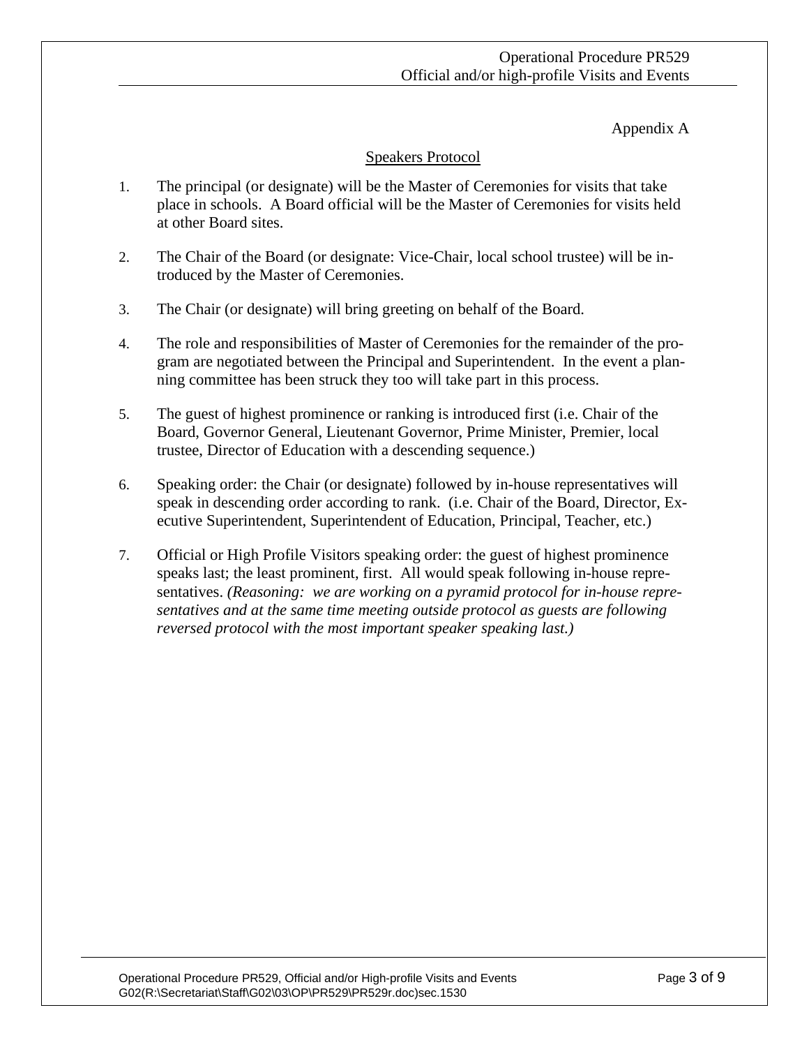Appendix A

## Speakers Protocol

1. The principal (or designate) will be the Master of Ceremonies for visits that take place in schools. A Board official will be the Master of Ceremonies for visits held at other Board sites.

2. The Chair of the Board (or designate: Vice-Chair, local school trustee) will be introduced by the Master of Ceremonies.

3. The Chair (or designate) will bring greeting on behalf of the Board.

4. The role and responsibilities of Master of Ceremonies for the remainder of the program are negotiated between the Principal and Superintendent. In the event a planning committee has been struck they too will take part in this process.

5. The guest of highest prominence or ranking is introduced first (i.e. Chair of the Board, Governor General, Lieutenant Governor, Prime Minister, Premier, local trustee, Director of Education with a descending sequence.)

6. Speaking order: the Chair (or designate) followed by in-house representatives will speak in descending order according to rank. (i.e. Chair of the Board, Director, Executive Superintendent, Superintendent of Education, Principal, Teacher, etc.)

7. Official or High Profile Visitors speaking order: the guest of highest prominence speaks last; the least prominent, first. All would speak following in-house representatives. *(Reasoning: we are working on a pyramid protocol for in-house representatives and at the same time meeting outside protocol as guests are following reversed protocol with the most important speaker speaking last.)*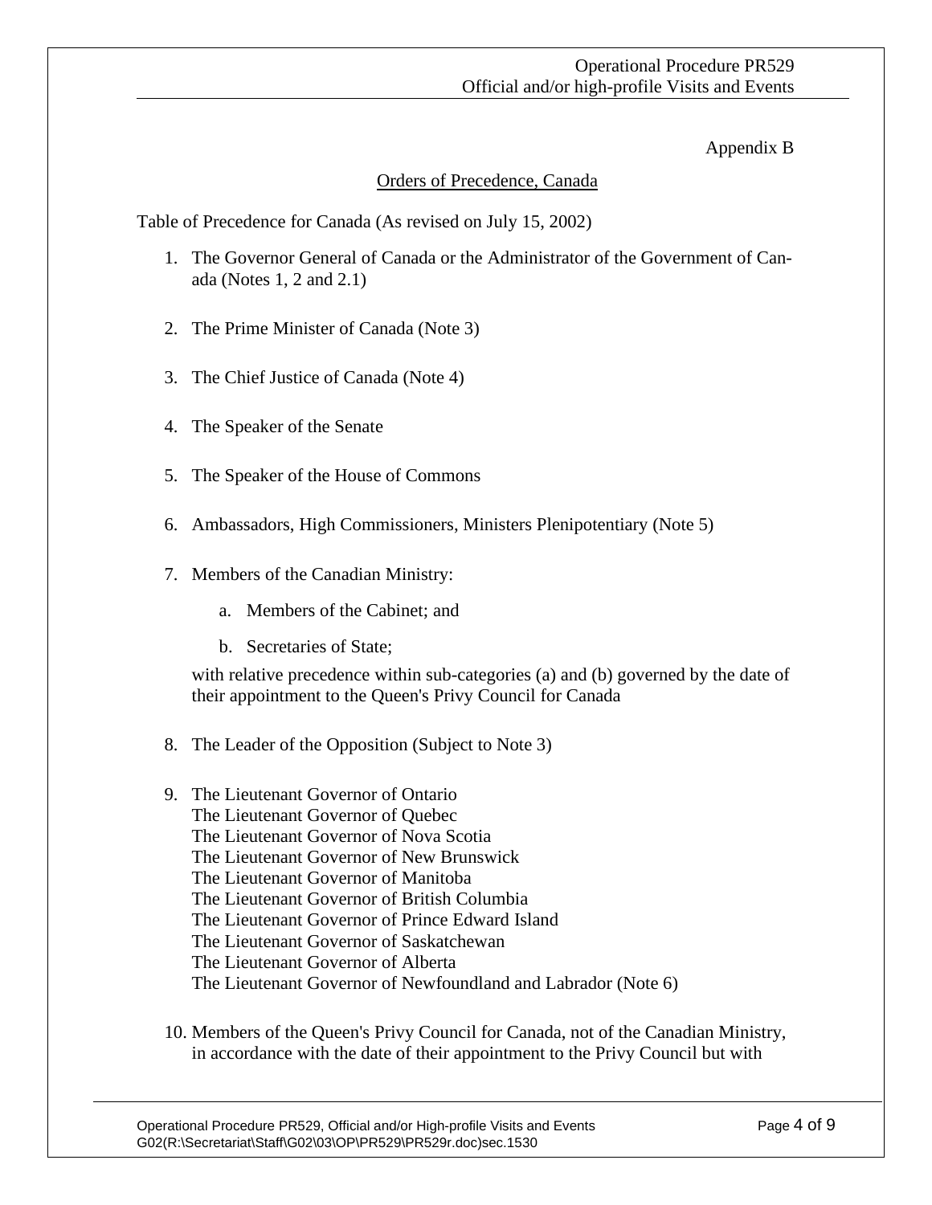Appendix B

## Orders of Precedence, Canada

Table of Precedence for Canada (As revised on July 15, 2002)

1. The Governor General of Canada or the Administrator of the Government of Canada (Notes 1, 2 and 2.1)

2. The Prime Minister of Canada (Note 3)

3. The Chief Justice of Canada (Note 4)

4. The Speaker of the Senate

5. The Speaker of the House of Commons

6. Ambassadors, High Commissioners, Ministers Plenipotentiary (Note 5)

7. Members of the Canadian Ministry:

   a. Members of the Cabinet; and

   b. Secretaries of State;

   with relative precedence within sub-categories (a) and (b) governed by the date of their appointment to the Queen's Privy Council for Canada

8. The Leader of the Opposition (Subject to Note 3)

9. The Lieutenant Governor of Ontario
   The Lieutenant Governor of Quebec
   The Lieutenant Governor of Nova Scotia
   The Lieutenant Governor of New Brunswick
   The Lieutenant Governor of Manitoba
   The Lieutenant Governor of British Columbia
   The Lieutenant Governor of Prince Edward Island
   The Lieutenant Governor of Saskatchewan
   The Lieutenant Governor of Alberta
   The Lieutenant Governor of Newfoundland and Labrador (Note 6)

10. Members of the Queen's Privy Council for Canada, not of the Canadian Ministry, in accordance with the date of their appointment to the Privy Council but with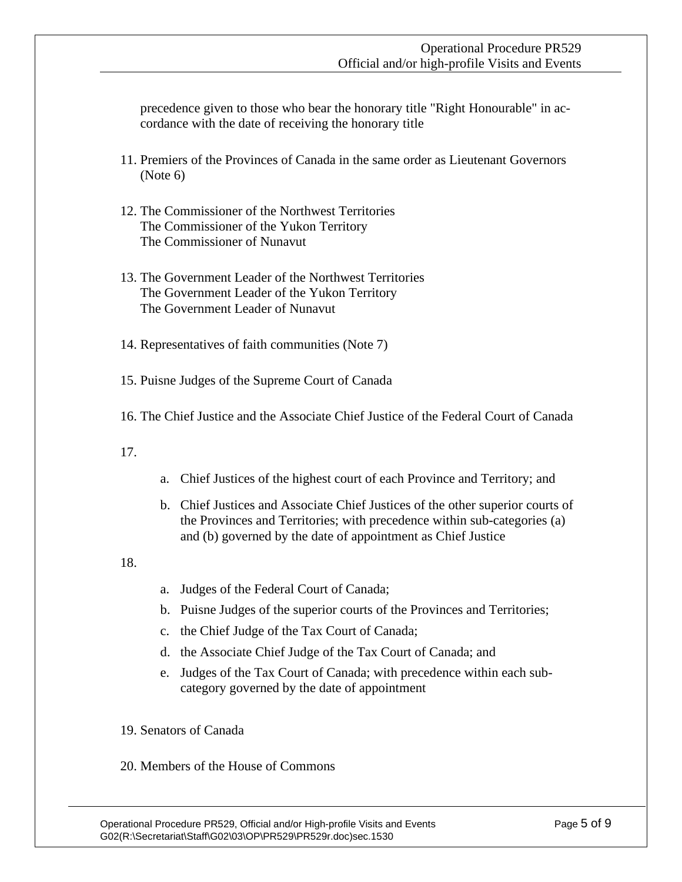precedence given to those who bear the honorary title "Right Honourable" in accordance with the date of receiving the honorary title

11. Premiers of the Provinces of Canada in the same order as Lieutenant Governors (Note 6)

12. The Commissioner of the Northwest Territories
    The Commissioner of the Yukon Territory
    The Commissioner of Nunavut

13. The Government Leader of the Northwest Territories
    The Government Leader of the Yukon Territory
    The Government Leader of Nunavut

14. Representatives of faith communities (Note 7)

15. Puisne Judges of the Supreme Court of Canada

16. The Chief Justice and the Associate Chief Justice of the Federal Court of Canada

17. 
    a. Chief Justices of the highest court of each Province and Territory; and
    b. Chief Justices and Associate Chief Justices of the other superior courts of the Provinces and Territories; with precedence within sub-categories (a) and (b) governed by the date of appointment as Chief Justice

18. 
    a. Judges of the Federal Court of Canada;
    b. Puisne Judges of the superior courts of the Provinces and Territories;
    c. the Chief Judge of the Tax Court of Canada;
    d. the Associate Chief Judge of the Tax Court of Canada; and
    e. Judges of the Tax Court of Canada; with precedence within each sub-category governed by the date of appointment

19. Senators of Canada

20. Members of the House of Commons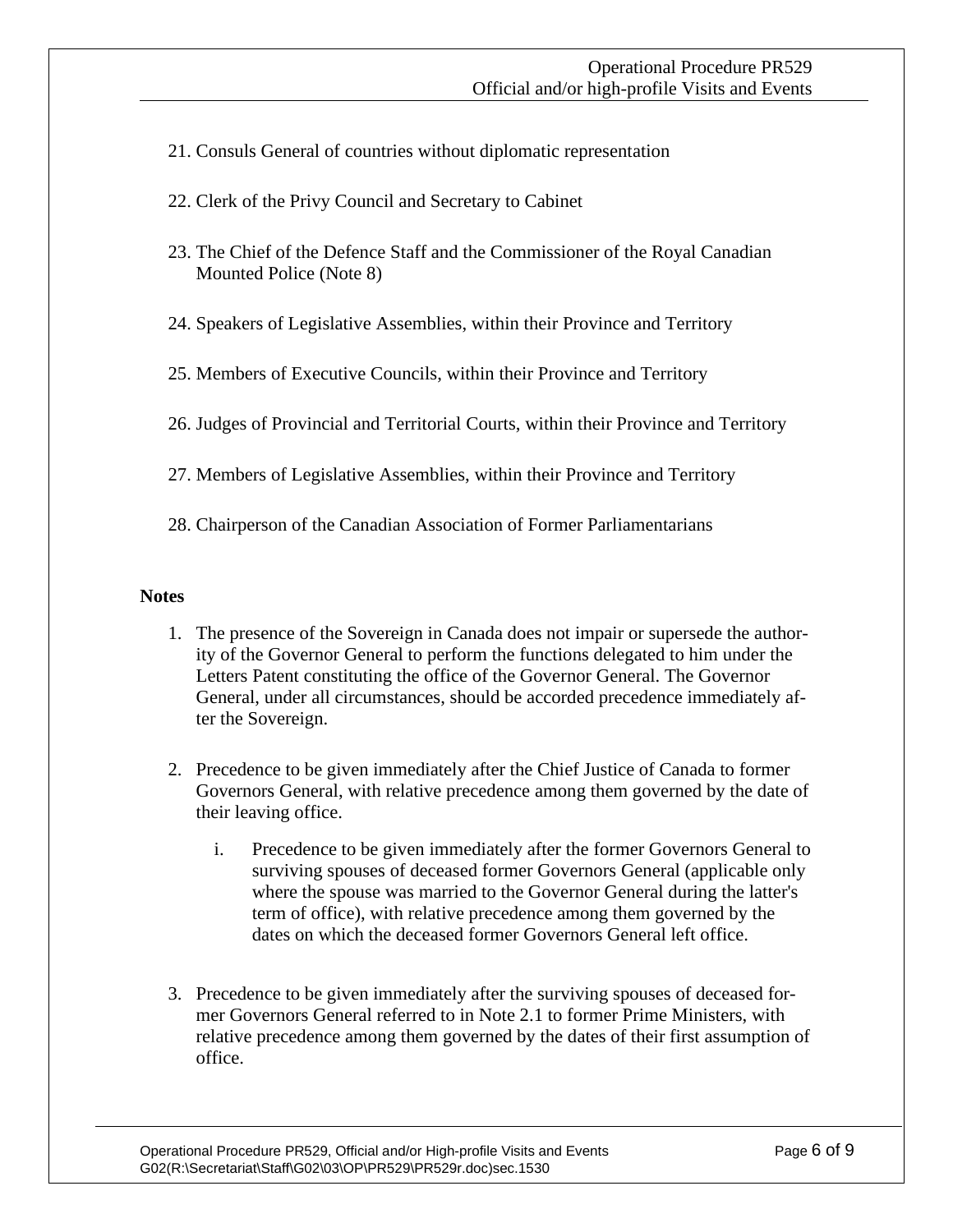21. Consuls General of countries without diplomatic representation

22. Clerk of the Privy Council and Secretary to Cabinet

23. The Chief of the Defence Staff and the Commissioner of the Royal Canadian Mounted Police (Note 8)

24. Speakers of Legislative Assemblies, within their Province and Territory

25. Members of Executive Councils, within their Province and Territory

26. Judges of Provincial and Territorial Courts, within their Province and Territory

27. Members of Legislative Assemblies, within their Province and Territory

28. Chairperson of the Canadian Association of Former Parliamentarians

**Notes**

1. The presence of the Sovereign in Canada does not impair or supersede the authority of the Governor General to perform the functions delegated to him under the Letters Patent constituting the office of the Governor General. The Governor General, under all circumstances, should be accorded precedence immediately after the Sovereign.

2. Precedence to be given immediately after the Chief Justice of Canada to former Governors General, with relative precedence among them governed by the date of their leaving office.

   i. Precedence to be given immediately after the former Governors General to surviving spouses of deceased former Governors General (applicable only where the spouse was married to the Governor General during the latter's term of office), with relative precedence among them governed by the dates on which the deceased former Governors General left office.

3. Precedence to be given immediately after the surviving spouses of deceased former Governors General referred to in Note 2.1 to former Prime Ministers, with relative precedence among them governed by the dates of their first assumption of office.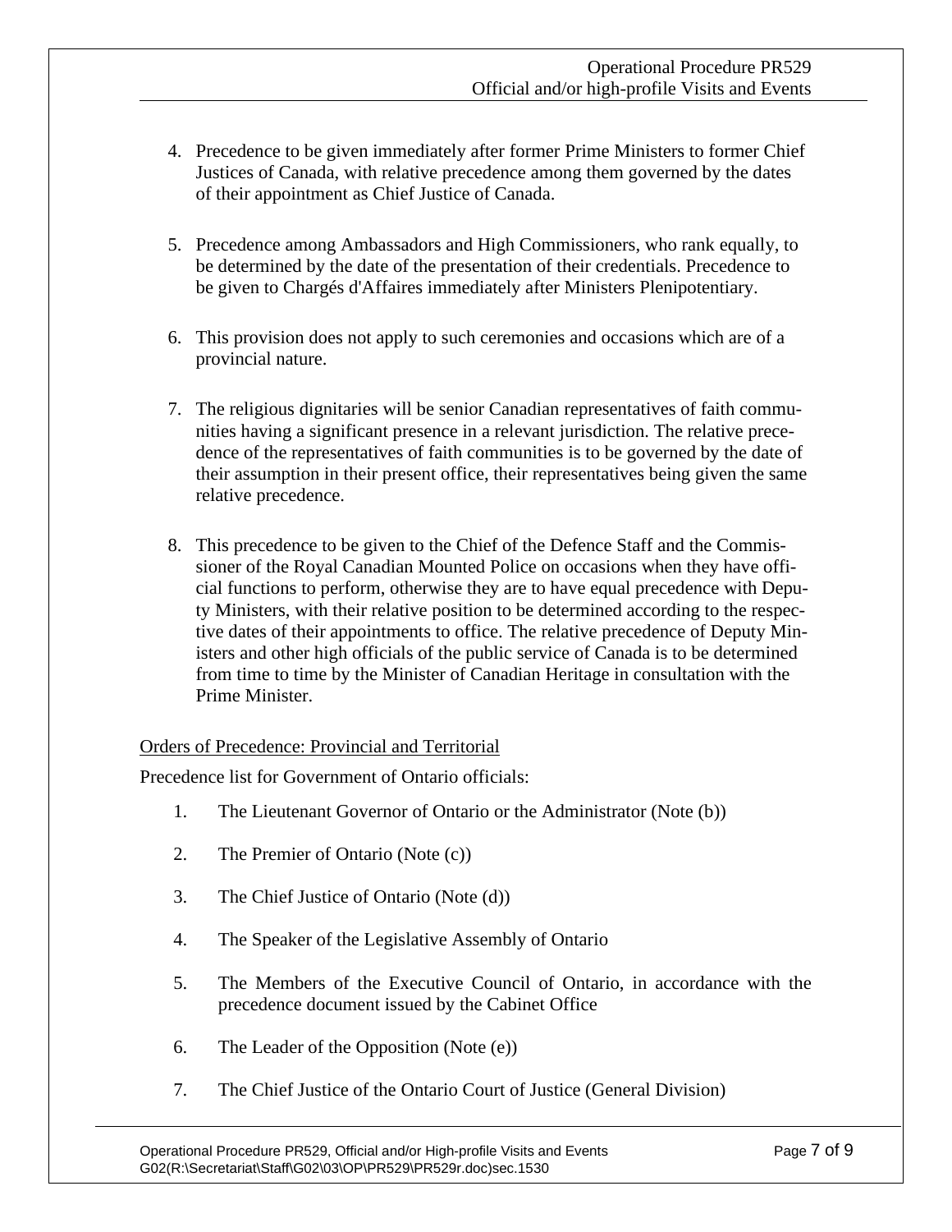4. Precedence to be given immediately after former Prime Ministers to former Chief Justices of Canada, with relative precedence among them governed by the dates of their appointment as Chief Justice of Canada.

5. Precedence among Ambassadors and High Commissioners, who rank equally, to be determined by the date of the presentation of their credentials. Precedence to be given to Chargés d'Affaires immediately after Ministers Plenipotentiary.

6. This provision does not apply to such ceremonies and occasions which are of a provincial nature.

7. The religious dignitaries will be senior Canadian representatives of faith communities having a significant presence in a relevant jurisdiction. The relative precedence of the representatives of faith communities is to be governed by the date of their assumption in their present office, their representatives being given the same relative precedence.

8. This precedence to be given to the Chief of the Defence Staff and the Commissioner of the Royal Canadian Mounted Police on occasions when they have official functions to perform, otherwise they are to have equal precedence with Deputy Ministers, with their relative position to be determined according to the respective dates of their appointments to office. The relative precedence of Deputy Ministers and other high officials of the public service of Canada is to be determined from time to time by the Minister of Canadian Heritage in consultation with the Prime Minister.

<u>Orders of Precedence: Provincial and Territorial</u>

Precedence list for Government of Ontario officials:

1. The Lieutenant Governor of Ontario or the Administrator (Note (b))
2. The Premier of Ontario (Note (c))
3. The Chief Justice of Ontario (Note (d))
4. The Speaker of the Legislative Assembly of Ontario
5. The Members of the Executive Council of Ontario, in accordance with the precedence document issued by the Cabinet Office
6. The Leader of the Opposition (Note (e))
7. The Chief Justice of the Ontario Court of Justice (General Division)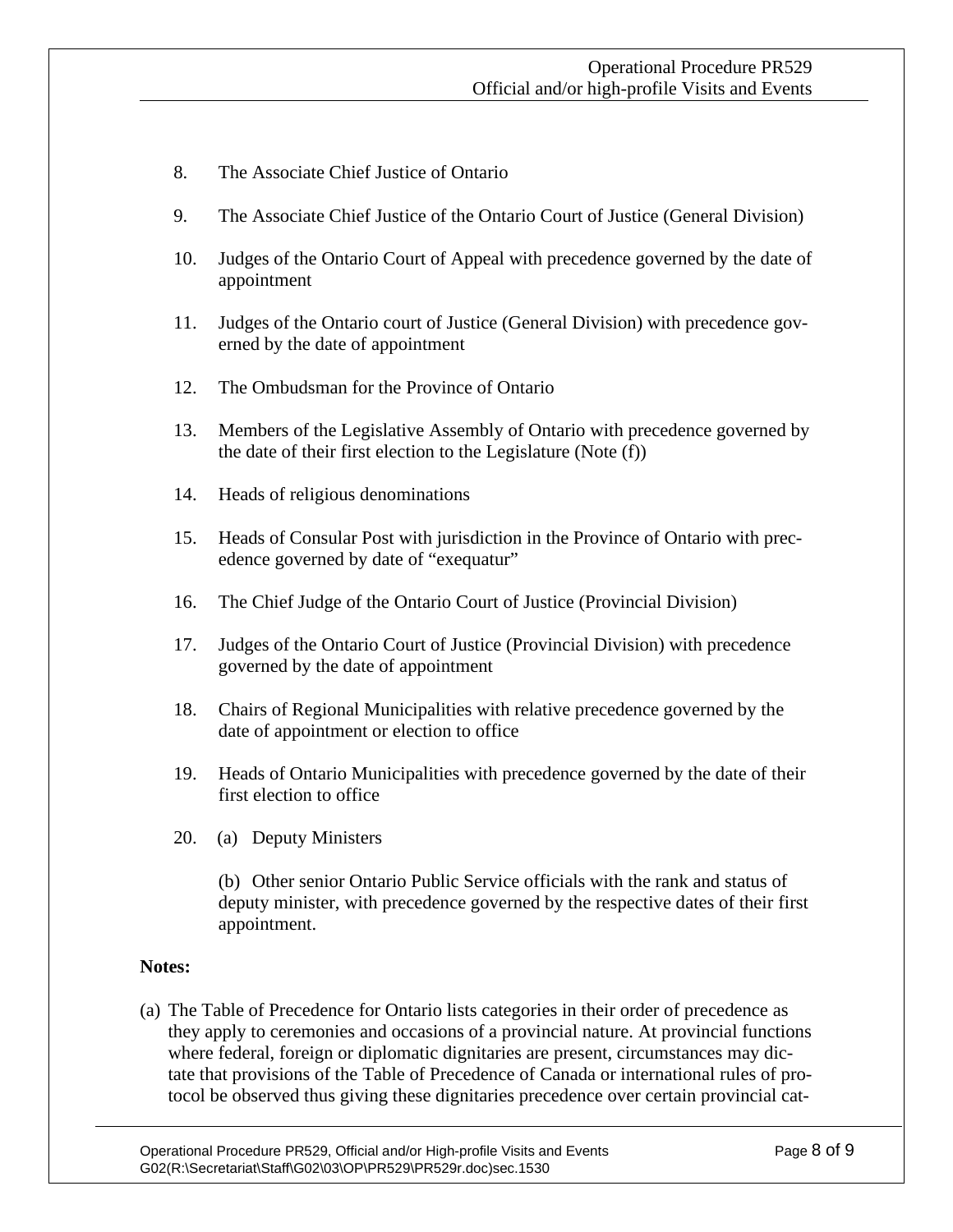8. The Associate Chief Justice of Ontario

9. The Associate Chief Justice of the Ontario Court of Justice (General Division)

10. Judges of the Ontario Court of Appeal with precedence governed by the date of appointment

11. Judges of the Ontario court of Justice (General Division) with precedence governed by the date of appointment

12. The Ombudsman for the Province of Ontario

13. Members of the Legislative Assembly of Ontario with precedence governed by the date of their first election to the Legislature (Note (f))

14. Heads of religious denominations

15. Heads of Consular Post with jurisdiction in the Province of Ontario with precedence governed by date of "exequatur"

16. The Chief Judge of the Ontario Court of Justice (Provincial Division)

17. Judges of the Ontario Court of Justice (Provincial Division) with precedence governed by the date of appointment

18. Chairs of Regional Municipalities with relative precedence governed by the date of appointment or election to office

19. Heads of Ontario Municipalities with precedence governed by the date of their first election to office

20. (a) Deputy Ministers

    (b) Other senior Ontario Public Service officials with the rank and status of deputy minister, with precedence governed by the respective dates of their first appointment.

**Notes:**

(a) The Table of Precedence for Ontario lists categories in their order of precedence as they apply to ceremonies and occasions of a provincial nature. At provincial functions where federal, foreign or diplomatic dignitaries are present, circumstances may dictate that provisions of the Table of Precedence of Canada or international rules of protocol be observed thus giving these dignitaries precedence over certain provincial cat-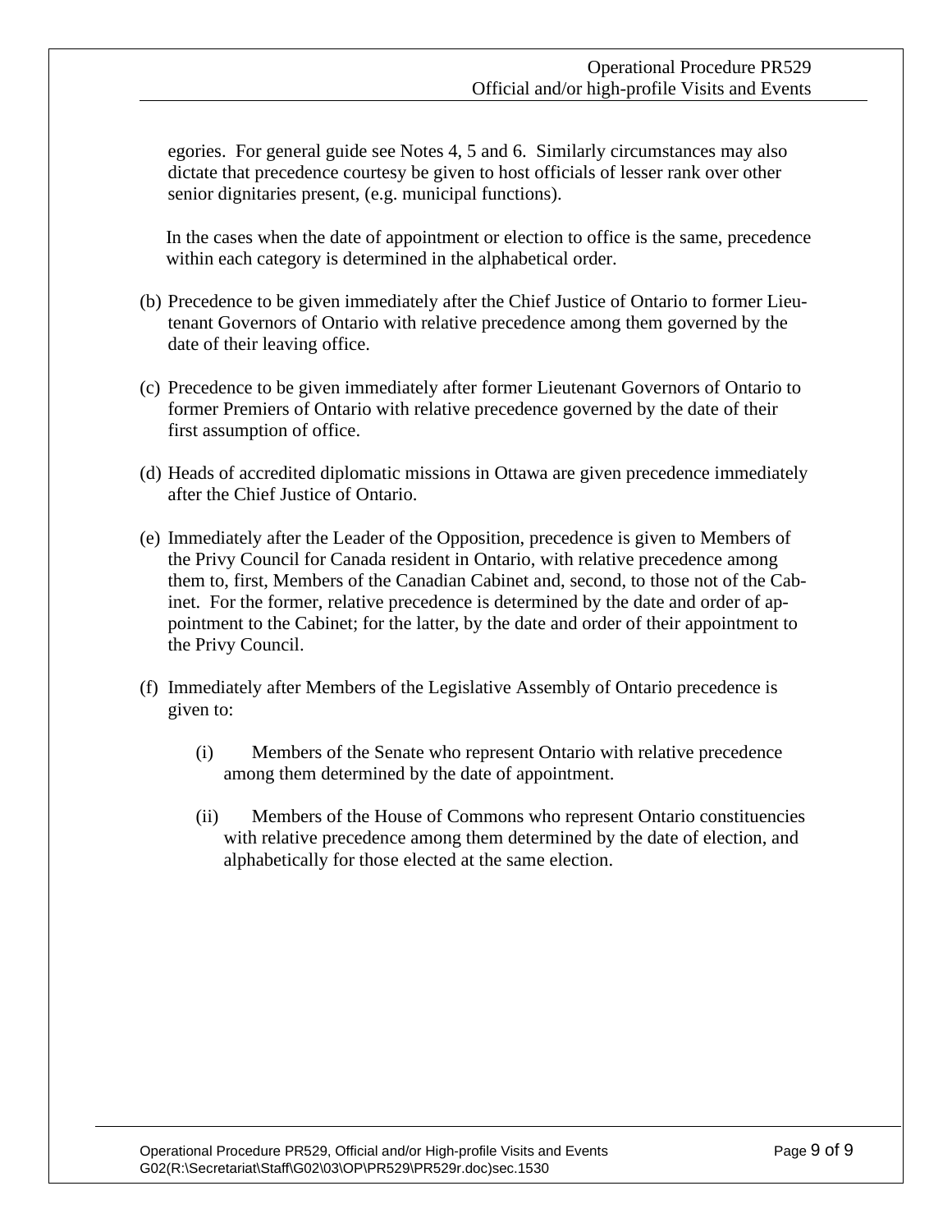egories. For general guide see Notes 4, 5 and 6. Similarly circumstances may also dictate that precedence courtesy be given to host officials of lesser rank over other senior dignitaries present, (e.g. municipal functions).

In the cases when the date of appointment or election to office is the same, precedence within each category is determined in the alphabetical order.

(b) Precedence to be given immediately after the Chief Justice of Ontario to former Lieutenant Governors of Ontario with relative precedence among them governed by the date of their leaving office.

(c) Precedence to be given immediately after former Lieutenant Governors of Ontario to former Premiers of Ontario with relative precedence governed by the date of their first assumption of office.

(d) Heads of accredited diplomatic missions in Ottawa are given precedence immediately after the Chief Justice of Ontario.

(e) Immediately after the Leader of the Opposition, precedence is given to Members of the Privy Council for Canada resident in Ontario, with relative precedence among them to, first, Members of the Canadian Cabinet and, second, to those not of the Cabinet. For the former, relative precedence is determined by the date and order of appointment to the Cabinet; for the latter, by the date and order of their appointment to the Privy Council.

(f) Immediately after Members of the Legislative Assembly of Ontario precedence is given to:

   (i) Members of the Senate who represent Ontario with relative precedence among them determined by the date of appointment.

   (ii) Members of the House of Commons who represent Ontario constituencies with relative precedence among them determined by the date of election, and alphabetically for those elected at the same election.